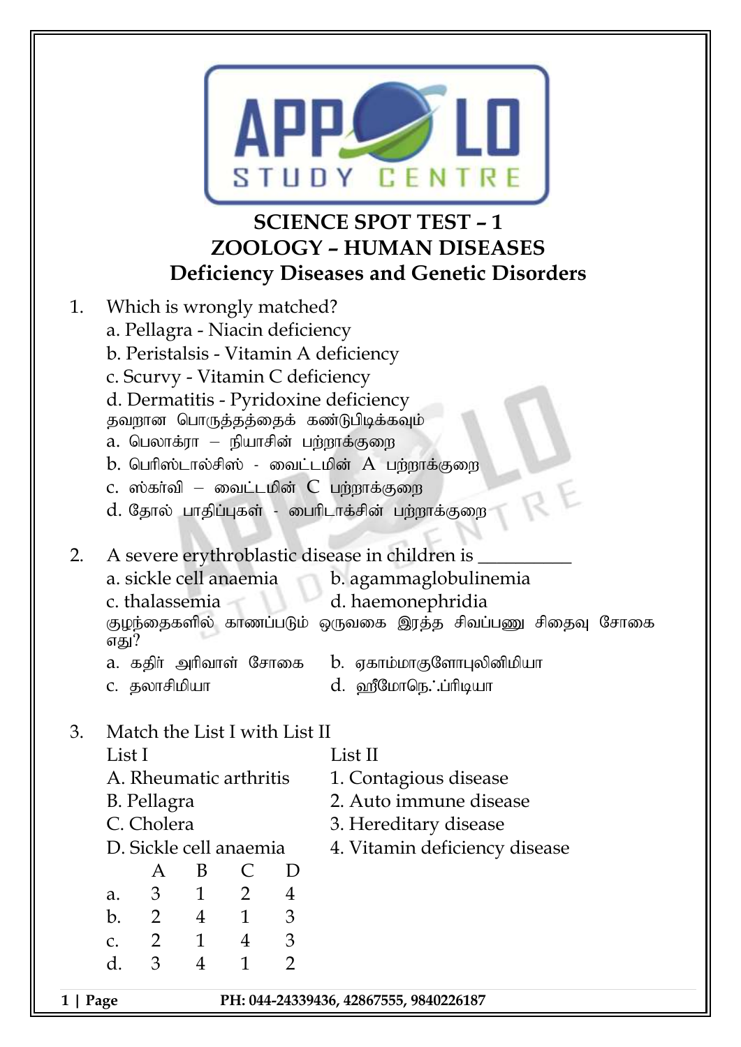# SCIENCE SPOT TEST – 1
## ZOOLOGY – HUMAN DISEASES
## Deficiency Diseases and Genetic Disorders

1. Which is wrongly matched?
   a. Pellagra - Niacin deficiency
   b. Peristalsis - Vitamin A deficiency
   c. Scurvy - Vitamin C deficiency
   d. Dermatitis - Pyridoxine deficiency
   தவறான பொருத்தத்தைக் கண்டுபிடிக்கவும்
   a. பெலாக்ரா – நியாசின் பற்றாக்குறை
   b. பெரிஸ்டால்சிஸ் - வைட்டமின் A பற்றாக்குறை
   c. ஸ்கர்வி – வைட்டமின் C பற்றாக்குறை
   d. தோல் பாதிப்புகள் - பைரிடாக்சின் பற்றாக்குறை

2. A severe erythroblastic disease in children is __________
   a. sickle cell anaemia
   b. agammaglobulinemia
   c. thalassemia
   d. haemonephridia
   குழந்தைகளில் காணப்படும் ஒருவகை இரத்த சிவப்பணு சிதைவு சோகை எது?
   a. கதிர் அரிவாள் சோகை
   b. ஏகாம்மாகுளோபுலினிமியா
   c. தலாசிமியா
   d. ஹீமோநெ∴ப்ரிடியா

3. Match the List I with List II

| List I | List II |
|---|---|
| A. Rheumatic arthritis | 1. Contagious disease |
| B. Pellagra | 2. Auto immune disease |
| C. Cholera | 3. Hereditary disease |
| D. Sickle cell anaemia | 4. Vitamin deficiency disease |

|  | A | B | C | D |
|---|---|---|---|---|
| a. | 3 | 1 | 2 | 4 |
| b. | 2 | 4 | 1 | 3 |
| c. | 2 | 1 | 4 | 3 |
| d. | 3 | 4 | 1 | 2 |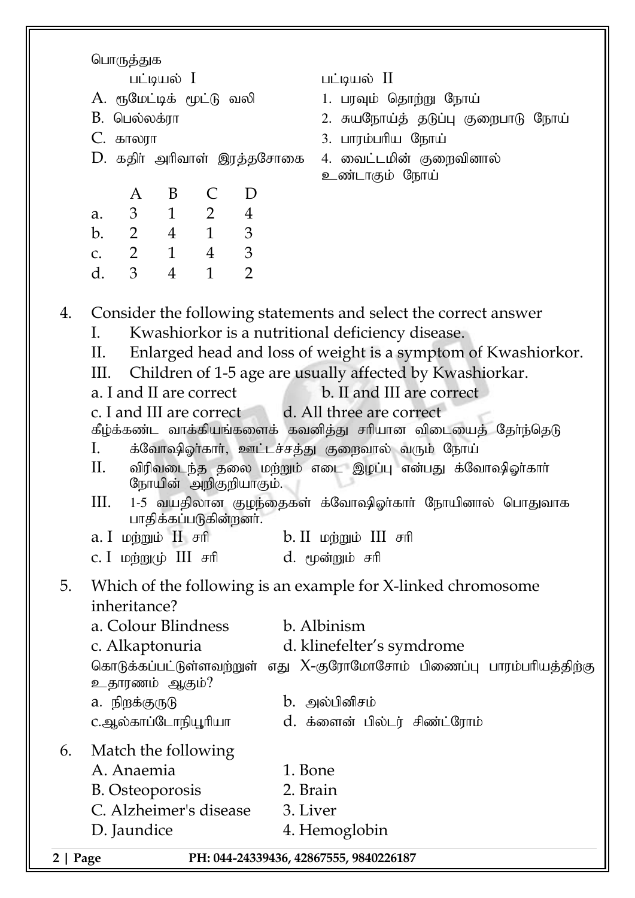பொருத்துக

| பட்டியல் I | பட்டியல் II |
|---|---|
| A. ரூமேட்டிக் மூட்டு வலி | 1. பரவும் தொற்று நோய் |
| B. பெல்லக்ரா | 2. சுயநோய்த் தடுப்பு குறைபாடு நோய் |
| C. காலரா | 3. பாரம்பரிய நோய் |
| D. கதிர் அரிவாள் இரத்தசோகை | 4. வைட்டமின் குறைவினால் உண்டாகும் நோய் |

| | A | B | C | D |
|---|---|---|---|---|
| a. | 3 | 1 | 2 | 4 |
| b. | 2 | 4 | 1 | 3 |
| c. | 2 | 1 | 4 | 3 |
| d. | 3 | 4 | 1 | 2 |

4. Consider the following statements and select the correct answer
   I. Kwashiorkor is a nutritional deficiency disease.
   II. Enlarged head and loss of weight is a symptom of Kwashiorkor.
   III. Children of 1-5 age are usually affected by Kwashiorkar.

   a. I and II are correct　　b. II and III are correct
   c. I and III are correct　　d. All three are correct

   கீழ்க்கண்ட வாக்கியங்களைக் கவனித்து சரியான விடையைத் தேர்ந்தெடு
   I. க்வோஷிஓர்கார், ஊட்டச்சத்து குறைவால் வரும் நோய்
   II. விரிவடைந்த தலை மற்றும் எடை இழப்பு என்பது க்வோஷிஓர்கார் நோயின் அறிகுறியாகும்.
   III. 1-5 வயதிலான குழந்தைகள் க்வோஷிஓர்கார் நோயினால் பொதுவாக பாதிக்கப்படுகின்றனர்.

   a. I மற்றும் II சரி　　b. II மற்றும் III சரி
   c. I மற்றும் III சரி　　d. மூன்றும் சரி

5. Which of the following is an example for X-linked chromosome inheritance?

   a. Colour Blindness　　b. Albinism
   c. Alkaptonuria　　d. klinefelter's symdrome

   கொடுக்கப்பட்டுள்ளவற்றுள் எது X-குரோமோசோம் பிணைப்பு பாரம்பரியத்திற்கு உதாரணம் ஆகும்?

   a. நிறக்குருடு　　b. அல்பினிசம்
   c. ஆல்காப்டோநியூரியா　　d. க்ளைன் பில்டர் சிண்ட்ரோம்

6. Match the following

| | |
|---|---|
| A. Anaemia | 1. Bone |
| B. Osteoporosis | 2. Brain |
| C. Alzheimer's disease | 3. Liver |
| D. Jaundice | 4. Hemoglobin |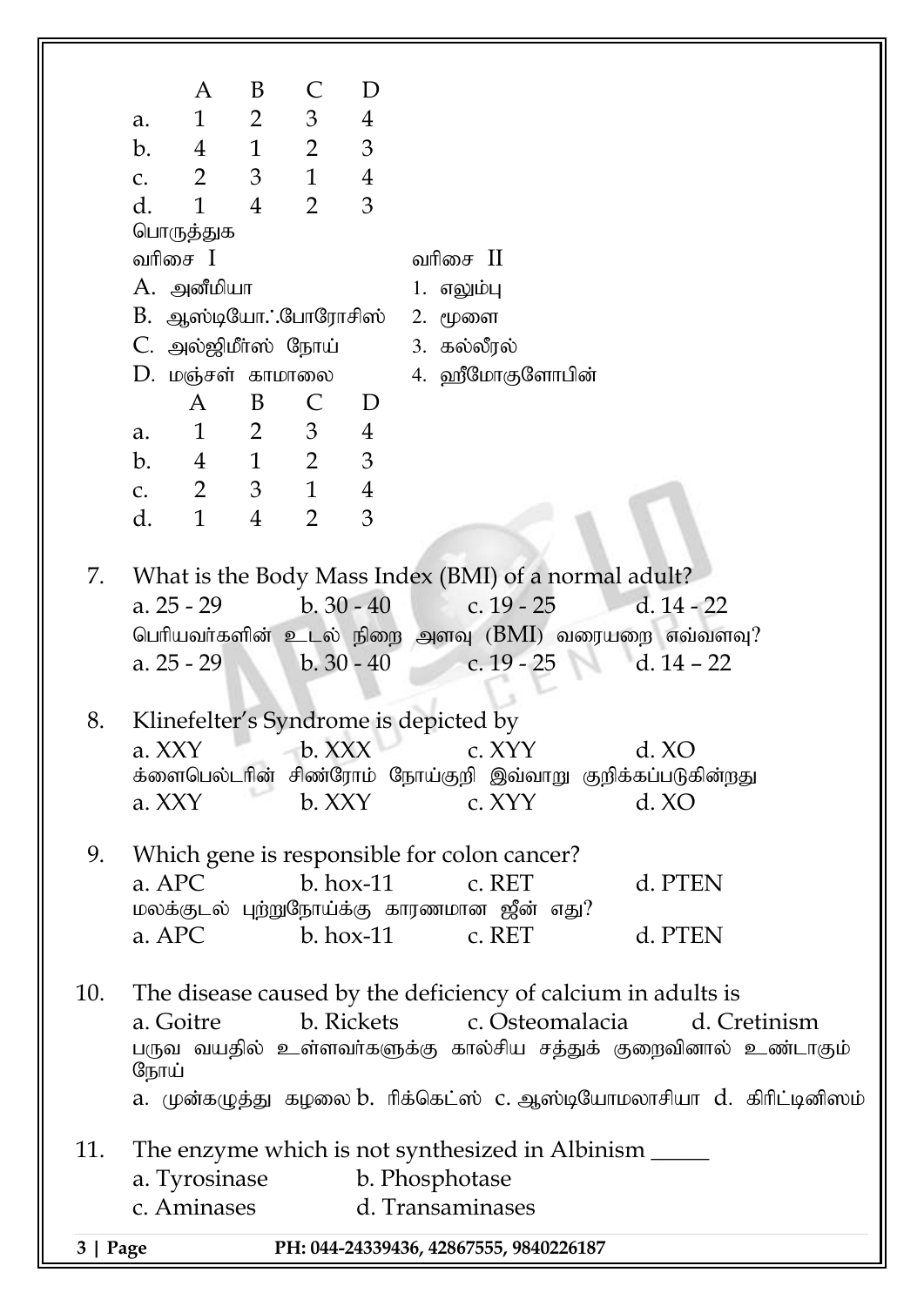|  | A | B | C | D |
|---|---|---|---|---|
| a. | 1 | 2 | 3 | 4 |
| b. | 4 | 1 | 2 | 3 |
| c. | 2 | 3 | 1 | 4 |
| d. | 1 | 4 | 2 | 3 |

பொருத்துக

| வரிசை I | வரிசை II |
|---|---|
| A. அனீமியா | 1. எலும்பு |
| B. ஆஸ்டியோ.ஃபோரோசிஸ் | 2. மூளை |
| C. அல்ஜிமீர்ஸ் நோய் | 3. கல்லீரல் |
| D. மஞ்சள் காமாலை | 4. ஹீமோகுளோபின் |

|  | A | B | C | D |
|---|---|---|---|---|
| a. | 1 | 2 | 3 | 4 |
| b. | 4 | 1 | 2 | 3 |
| c. | 2 | 3 | 1 | 4 |
| d. | 1 | 4 | 2 | 3 |

7. What is the Body Mass Index (BMI) of a normal adult?
   a. 25 - 29  b. 30 - 40  c. 19 - 25  d. 14 - 22
   பெரியவர்களின் உடல் நிறை அளவு (BMI) வரையறை எவ்வளவு?
   a. 25 - 29  b. 30 - 40  c. 19 - 25  d. 14 – 22

8. Klinefelter's Syndrome is depicted by
   a. XXY  b. XXX  c. XYY  d. XO
   க்ளைபெல்டரின் சிண்ரோம் நோய்குறி இவ்வாறு குறிக்கப்படுகின்றது
   a. XXY  b. XXY  c. XYY  d. XO

9. Which gene is responsible for colon cancer?
   a. APC  b. hox-11  c. RET  d. PTEN
   மலக்குடல் புற்றுநோய்க்கு காரணமான ஜீன் எது?
   a. APC  b. hox-11  c. RET  d. PTEN

10. The disease caused by the deficiency of calcium in adults is
    a. Goitre  b. Rickets  c. Osteomalacia  d. Cretinism
    பருவ வயதில் உள்ளவர்களுக்கு கால்சிய சத்துக் குறைவினால் உண்டாகும் நோய்
    a. முன்கழுத்து கழலை b. ரிக்கெட்ஸ் c. ஆஸ்டியோமலாசியா d. கிரிட்டினிஸம்

11. The enzyme which is not synthesized in Albinism _____
    a. Tyrosinase  b. Phosphotase
    c. Aminases  d. Transaminases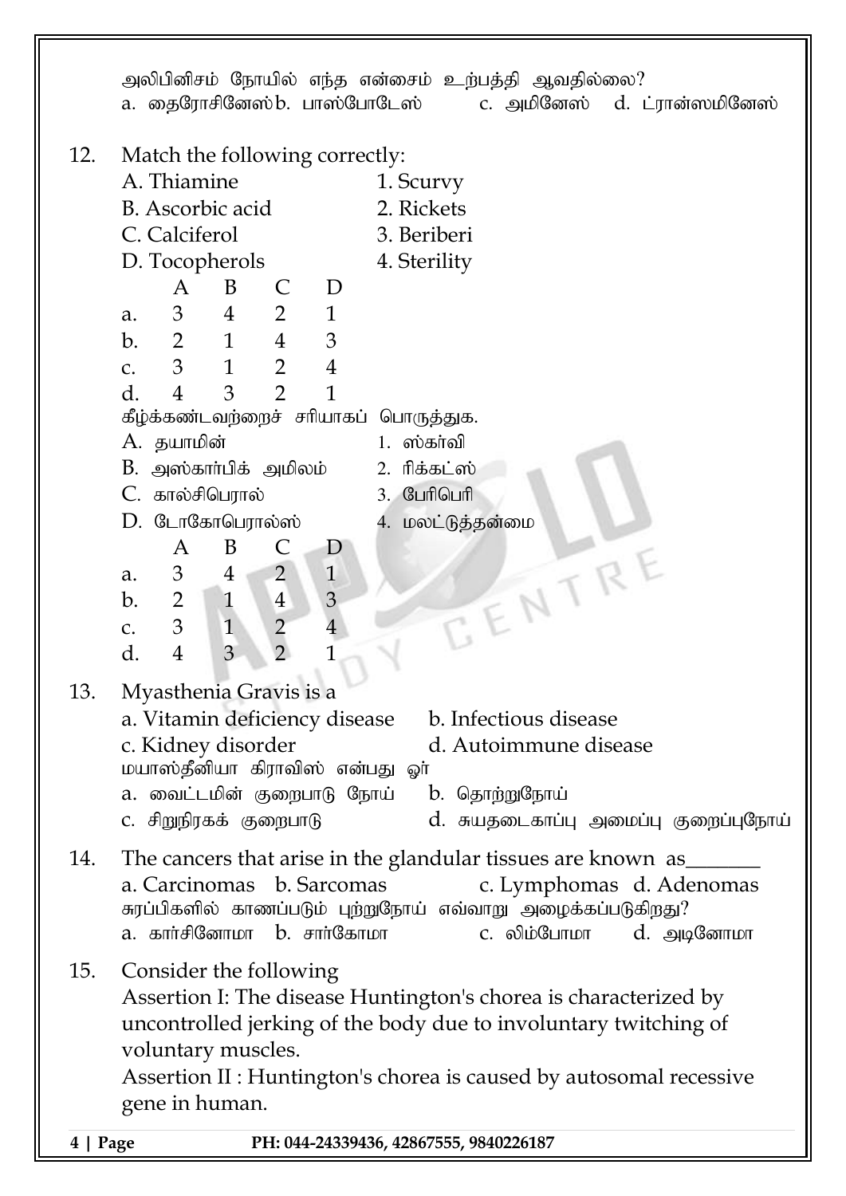அலிபினிசம் நோயில் எந்த என்சைம் உற்பத்தி ஆவதில்லை?
a. தைரோசினேஸ் b. பாஸ்போடேஸ் c. அமினேஸ் d. ட்ரான்ஸமினேஸ்

12. Match the following correctly:

A. Thiamine — 1. Scurvy
B. Ascorbic acid — 2. Rickets
C. Calciferol — 3. Beriberi
D. Tocopherols — 4. Sterility

| | A | B | C | D |
|---|---|---|---|---|
| a. | 3 | 4 | 2 | 1 |
| b. | 2 | 1 | 4 | 3 |
| c. | 3 | 1 | 2 | 4 |
| d. | 4 | 3 | 2 | 1 |

கீழ்க்கண்டவற்றைச் சரியாகப் பொருத்துக.

A. தயாமின் — 1. ஸ்கர்வி
B. அஸ்கார்பிக் அமிலம் — 2. ரிக்கட்ஸ்
C. கால்சிபெரால் — 3. பேரிபெரி
D. டோகோபெரால்ஸ் — 4. மலட்டுத்தன்மை

| | A | B | C | D |
|---|---|---|---|---|
| a. | 3 | 4 | 2 | 1 |
| b. | 2 | 1 | 4 | 3 |
| c. | 3 | 1 | 2 | 4 |
| d. | 4 | 3 | 2 | 1 |

13. Myasthenia Gravis is a
a. Vitamin deficiency disease b. Infectious disease
c. Kidney disorder d. Autoimmune disease
மயாஸ்தீனியா கிராவிஸ் என்பது ஓர்
a. வைட்டமின் குறைபாடு நோய் b. தொற்றுநோய்
c. சிறுநிரகக் குறைபாடு d. சுயதடைகாப்பு அமைப்பு குறைப்புநோய்

14. The cancers that arise in the glandular tissues are known as_______
a. Carcinomas b. Sarcomas c. Lymphomas d. Adenomas
சுரப்பிகளில் காணப்படும் புற்றுநோய் எவ்வாறு அழைக்கப்படுகிறது?
a. கார்சினோமா b. சார்கோமா c. லிம்போமா d. அடினோமா

15. Consider the following
Assertion I: The disease Huntington's chorea is characterized by uncontrolled jerking of the body due to involuntary twitching of voluntary muscles.
Assertion II : Huntington's chorea is caused by autosomal recessive gene in human.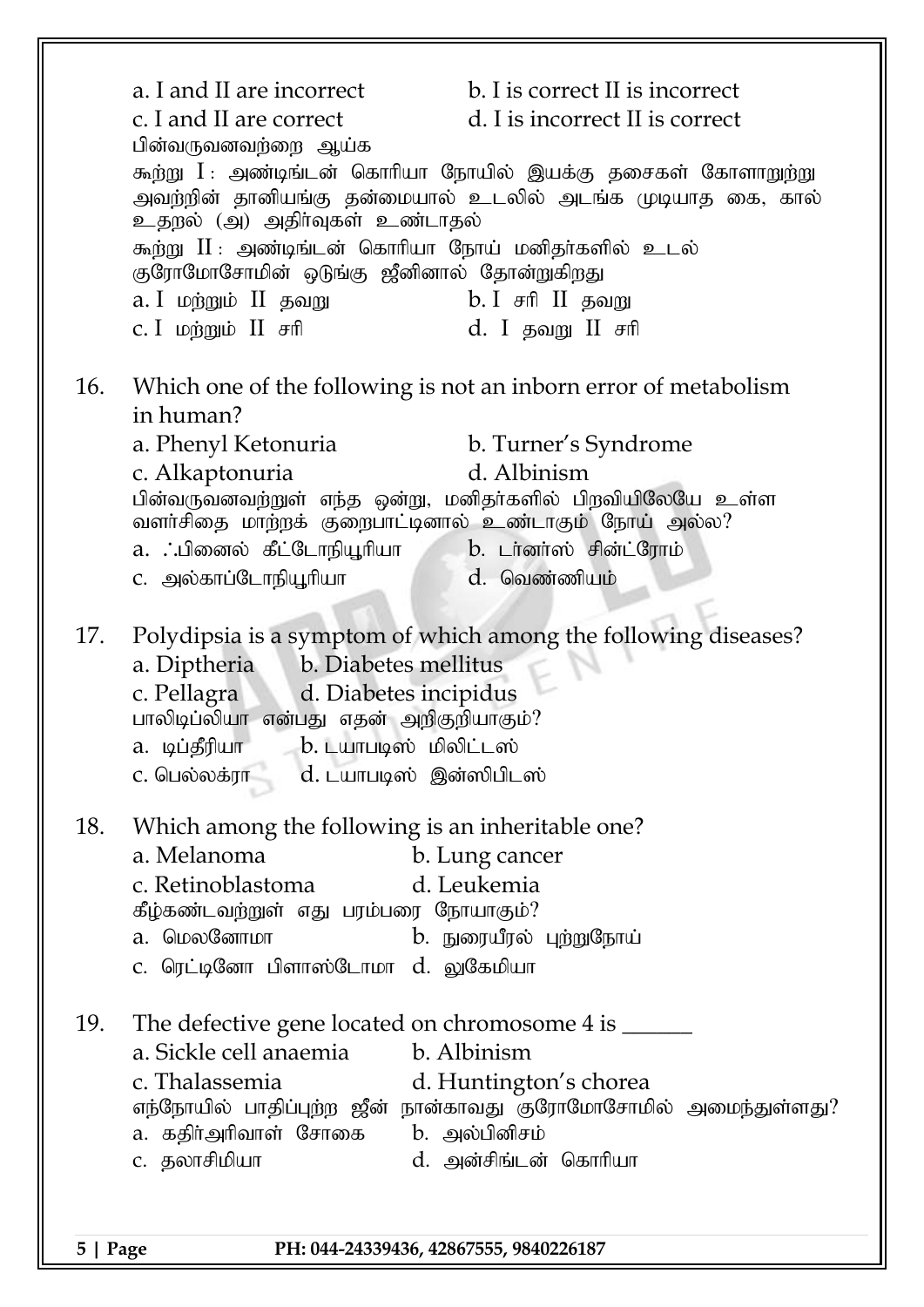a. I and II are incorrect b. I is correct II is incorrect

c. I and II are correct d. I is incorrect II is correct

பின்வருவனவற்றை ஆய்க

கூற்று I : அண்டிங்டன் கொரியா நோயில் இயக்கு தசைகள் கோளாறுற்று அவற்றின் தானியங்கு தன்மையால் உடலில் அடங்க முடியாத கை, கால் உதறல் (அ) அதிர்வுகள் உண்டாதல்

கூற்று II : அண்டிங்டன் கொரியா நோய் மனிதர்களில் உடல் குரோமோசோமின் ஒடுங்கு ஜீனினால் தோன்றுகிறது

a. I மற்றும் II தவறு b. I சரி II தவறு

c. I மற்றும் II சரி d. I தவறு II சரி

16. Which one of the following is not an inborn error of metabolism in human?

a. Phenyl Ketonuria b. Turner's Syndrome

c. Alkaptonuria d. Albinism

பின்வருவனவற்றுள் எந்த ஒன்று, மனிதர்களில் பிறவியிலேயே உள்ள வளர்சிதை மாற்றக் குறைபாட்டினால் உண்டாகும் நோய் அல்ல?

a. ∴பினைல் கீட்டோநியூரியா b. டர்னர்ஸ் சின்ட்ரோம்

c. அல்காப்டோநியூரியா d. வெண்ணியம்

17. Polydipsia is a symptom of which among the following diseases?

a. Diptheria b. Diabetes mellitus

c. Pellagra d. Diabetes incipidus

பாலிடிப்லியா என்பது எதன் அறிகுறியாகும்?

a. டிப்தீரியா b. டயாபடிஸ் மிலிட்டஸ்

c. பெல்லக்ரா d. டயாபடிஸ் இன்ஸிபிடஸ்

18. Which among the following is an inheritable one?

a. Melanoma b. Lung cancer

c. Retinoblastoma d. Leukemia

கீழ்கண்டவற்றுள் எது பரம்பரை நோயாகும்?

a. மெலனோமா b. நுரையீரல் புற்றுநோய்

c. ரெட்டினோ பிளாஸ்டோமா d. லுகேமியா

19. The defective gene located on chromosome 4 is ______

a. Sickle cell anaemia b. Albinism

c. Thalassemia d. Huntington's chorea

எந்நோயில் பாதிப்புற்ற ஜீன் நான்காவது குரோமோசோமில் அமைந்துள்ளது?

a. கதிர்அரிவாள் சோகை b. அல்பினிசம்

c. தலாசிமியா d. அன்சிங்டன் கொரியா

PH: 044-24339436, 42867555, 9840226187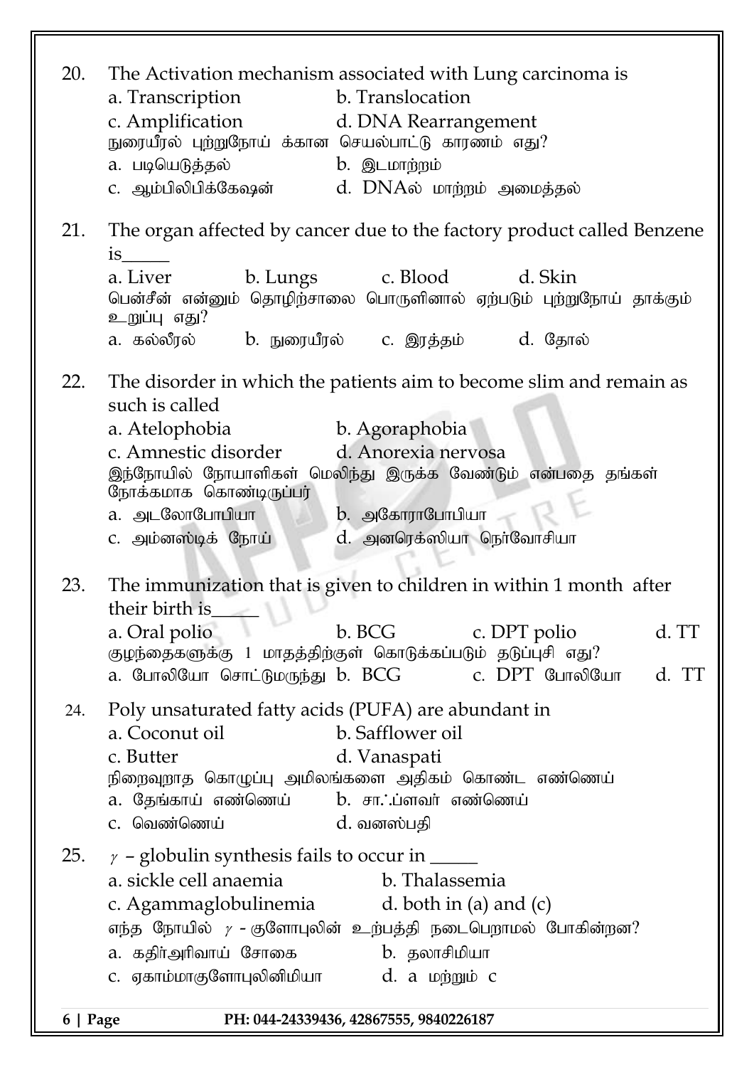20. The Activation mechanism associated with Lung carcinoma is

a. Transcription b. Translocation

c. Amplification d. DNA Rearrangement

நுரையீரல் புற்றுநோய் க்கான செயல்பாட்டு காரணம் எது?

a. படியெடுத்தல் b. இடமாற்றம்

c. ஆம்பிலிபிக்கேஷன் d. DNAல் மாற்றம் அமைத்தல்

21. The organ affected by cancer due to the factory product called Benzene is_____

a. Liver b. Lungs c. Blood d. Skin

பென்சீன் என்னும் தொழிற்சாலை பொருளினால் ஏற்படும் புற்றுநோய் தாக்கும் உறுப்பு எது?

a. கல்லீரல் b. நுரையீரல் c. இரத்தம் d. தோல்

22. The disorder in which the patients aim to become slim and remain as such is called

a. Atelophobia b. Agoraphobia

c. Amnestic disorder d. Anorexia nervosa

இந்நோயில் நோயாளிகள் மெலிந்து இருக்க வேண்டும் என்பதை தங்கள் நோக்கமாக கொண்டிருப்பர்

a. அடலோபோபியா b. அகோராபோபியா

c. அம்னஸ்டிக் நோய் d. அனரெக்ஸியா நெர்வோசியா

23. The immunization that is given to children in within 1 month after their birth is_____

a. Oral polio b. BCG c. DPT polio d. TT

குழந்தைகளுக்கு 1 மாதத்திற்குள் கொடுக்கப்படும் தடுப்புசி எது?

a. போலியோ சொட்டுமருந்து b. BCG c. DPT போலியோ d. TT

24. Poly unsaturated fatty acids (PUFA) are abundant in

a. Coconut oil b. Safflower oil

c. Butter d. Vanaspati

நிறைவுறாத கொழுப்பு அமிலங்களை அதிகம் கொண்ட எண்ணெய்

a. தேங்காய் எண்ணெய் b. சா.ஃப்ளவர் எண்ணெய்

c. வெண்ணெய் d. வனஸ்பதி

25. $\gamma$ – globulin synthesis fails to occur in _____

a. sickle cell anaemia b. Thalassemia

c. Agammaglobulinemia d. both in (a) and (c)

எந்த நோயில் $\gamma$ - குளோபுலின் உற்பத்தி நடைபெறாமல் போகின்றன?

a. கதிர்அரிவாய் சோகை b. தலாசிமியா

c. ஏகாம்மாகுளோபுலினிமியா d. a மற்றும் c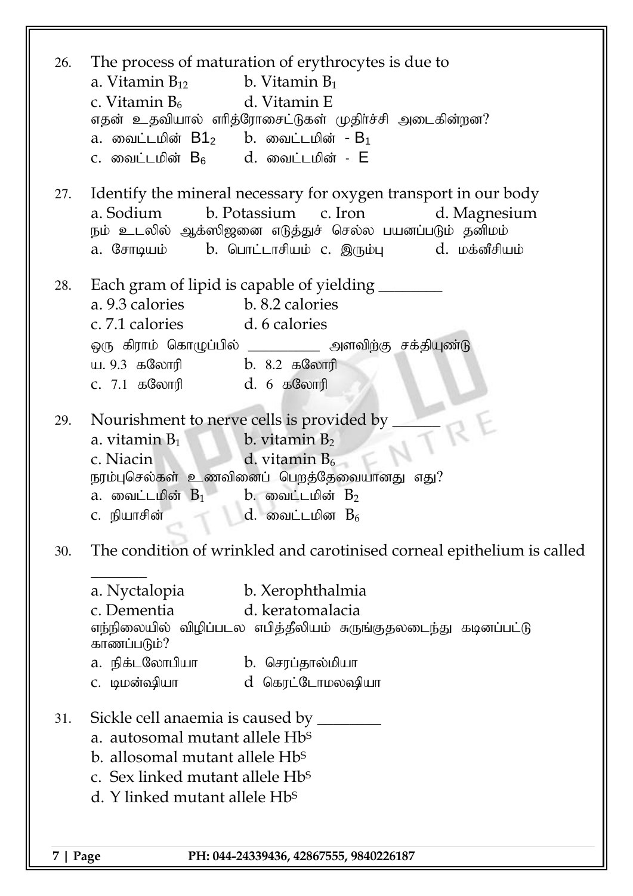26. The process of maturation of erythrocytes is due to
    a. Vitamin $B_{12}$ b. Vitamin $B_1$
    c. Vitamin $B_6$ d. Vitamin E
    எதன் உதவியால் எரித்ரோசைட்டுகள் முதிர்ச்சி அடைகின்றன?
    a. வைட்டமின் $B1_2$ b. வைட்டமின் - $B_1$
    c. வைட்டமின் $B_6$ d. வைட்டமின் - E

27. Identify the mineral necessary for oxygen transport in our body
    a. Sodium b. Potassium c. Iron d. Magnesium
    நம் உடலில் ஆக்ஸிஜனை எடுத்துச் செல்ல பயனப்படும் தனிமம்
    a. சோடியம் b. பொட்டாசியம் c. இரும்பு d. மக்னீசியம்

28. Each gram of lipid is capable of yielding ________
    a. 9.3 calories b. 8.2 calories
    c. 7.1 calories d. 6 calories
    ஒரு கிராம் கொழுப்பில் __________ அளவிற்கு சக்தியுண்டு
    ய. 9.3 கலோரி b. 8.2 கலோரி
    c. 7.1 கலோரி d. 6 கலோரி

29. Nourishment to nerve cells is provided by ______
    a. vitamin $B_1$ b. vitamin $B_2$
    c. Niacin d. vitamin $B_6$
    நரம்புசெல்கள் உணவினைப் பெறத்தேவையானது எது?
    a. வைட்டமின் $B_1$ b. வைட்டமின் $B_2$
    c. நியாசின் d. வைட்டமின $B_6$

30. The condition of wrinkled and carotinised corneal epithelium is called ________
    a. Nyctalopia b. Xerophthalmia
    c. Dementia d. keratomalacia
    எந்நிலையில் விழிப்படல எபித்தீலியம் சுருங்குதலடைந்து கடினப்பட்டு காணப்படும்?
    a. நிக்டலோபியா b. செரப்தால்மியா
    c. டிமன்ஷியா d கெரட்டோமலஷியா

31. Sickle cell anaemia is caused by ________
    a. autosomal mutant allele $Hb^S$
    b. allosomal mutant allele $Hb^S$
    c. Sex linked mutant allele $Hb^S$
    d. Y linked mutant allele $Hb^S$

PH: 044-24339436, 42867555, 9840226187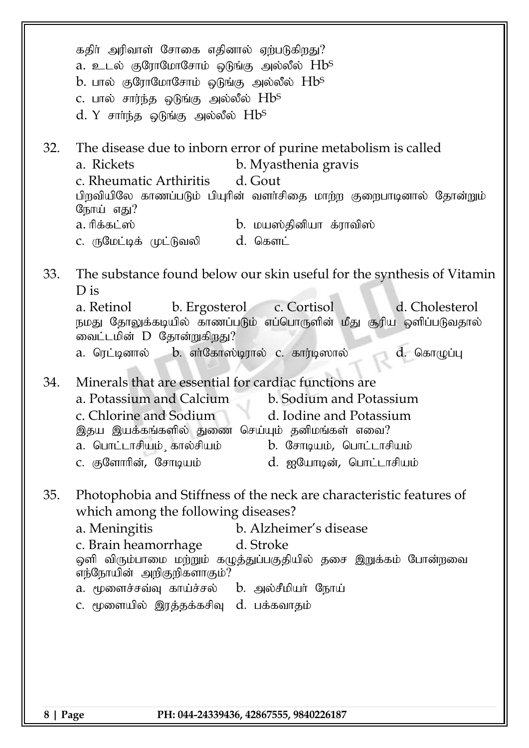கதிர் அரிவாள் சோகை எதினால் ஏற்படுகிறது?

a. உடல் குரோமோசோம் ஒடுங்கு அல்லீல் $Hb^S$

b. பால் குரோமோசோம் ஒடுங்கு அல்லீல் $Hb^S$

c. பால் சார்ந்த ஒடுங்கு அல்லீல் $Hb^S$

d. Y சார்ந்த ஒடுங்கு அல்லீல் $Hb^S$

32. The disease due to inborn error of purine metabolism is called

a. Rickets
b. Myasthenia gravis
c. Rheumatic Arthiritis
d. Gout

பிறவியிலே காணப்படும் பியுரின் வளர்சிதை மாற்ற குறைபாடினால் தோன்றும் நோய் எது?

a. ரிக்கட்ஸ்
b. மயஸ்தினியா க்ராவிஸ்
c. ருமேட்டிக் முட்டுவலி
d. கௌட்

33. The substance found below our skin useful for the synthesis of Vitamin D is

a. Retinol
b. Ergosterol
c. Cortisol
d. Cholesterol

நமது தோலுக்கடியில் காணப்படும் எப்பொருளின் மீது சூரிய ஒளிப்படுவதால் வைட்டமின் D தோன்றுகிறது?

a. ரெட்டினால்
b. எர்கோஸ்டிரால்
c. கார்டிஸால்
d. கொழுப்பு

34. Minerals that are essential for cardiac functions are

a. Potassium and Calcium
b. Sodium and Potassium
c. Chlorine and Sodium
d. Iodine and Potassium

இதய இயக்கங்களில் துணை செய்யும் தனிமங்கள் எவை?

a. பொட்டாசியம்¸ கால்சியம்
b. சோடியம், பொட்டாசியம்
c. குளோரின், சோடியம்
d. ஐயோடின், பொட்டாசியம்

35. Photophobia and Stiffness of the neck are characteristic features of which among the following diseases?

a. Meningitis
b. Alzheimer's disease
c. Brain heamorrhage
d. Stroke

ஒளி விரும்பாமை மற்றும் கழுத்துப்பகுதியில் தசை இறுக்கம் போன்றவை எந்நோயின் அறிகுறிகளாகும்?

a. மூளைச்சவ்வு காய்ச்சல்
b. அல்சீமியர் நோய்
c. மூளையில் இரத்தக்கசிவு
d. பக்கவாதம்